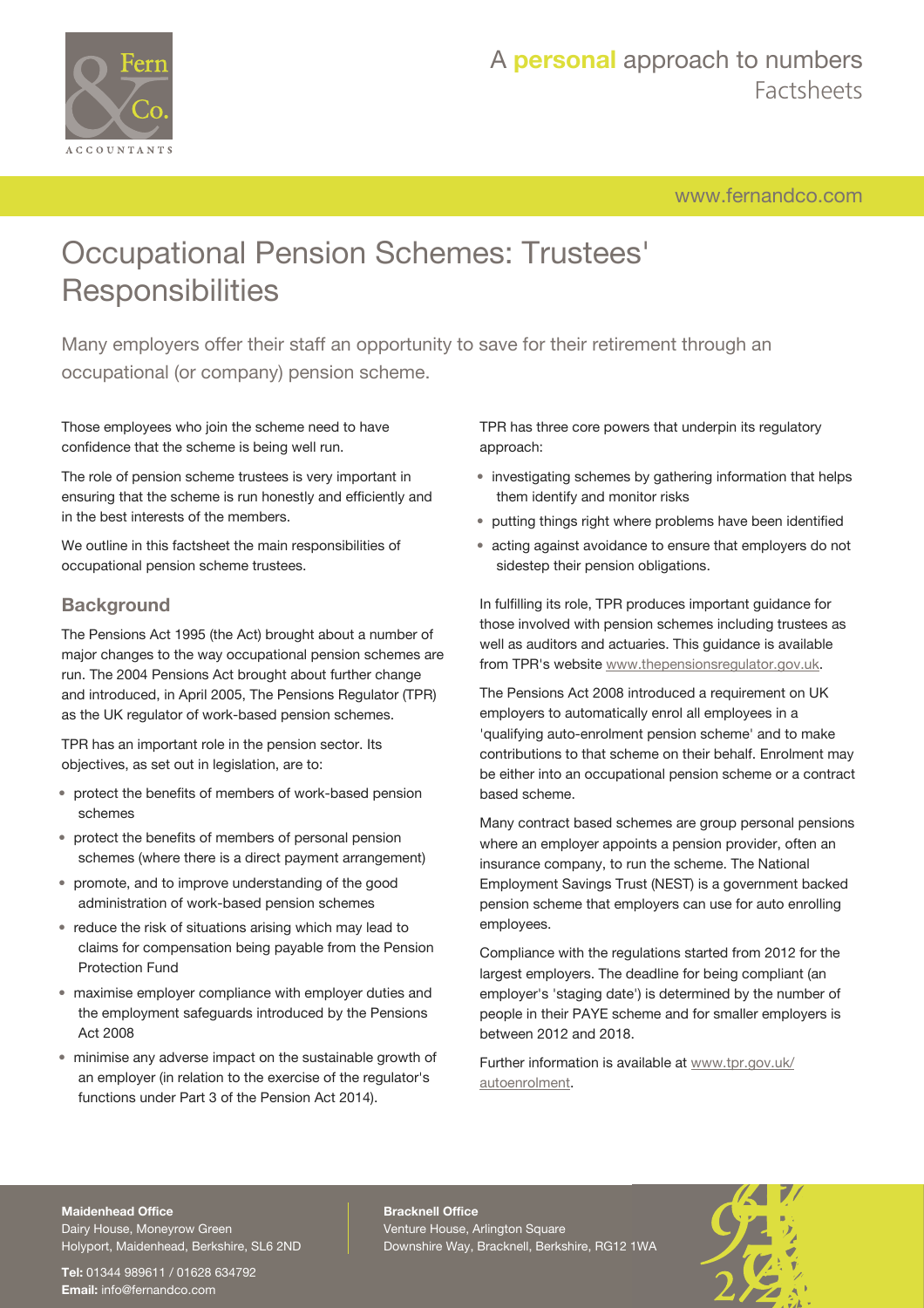# Occupational Pension Schemes: Trustees' Responsibilities

Many employers offer their staff an opportunity to save for their retirement through an occupational (or company) pension scheme.

Those employees who join the scheme need to have confidence that the scheme is being well run.

The role of pension scheme trustees is very important in ensuring that the scheme is run honestly and efficiently and in the best interests of the members.

We outline in this factsheet the main responsibilities of occupational pension scheme trustees.

## Background

The Pensions Act 1995 (the Act) brought about a number of major changes to the way occupational pension schemes are run. The 2004 Pensions Act brought about further change and introduced, in April 2005, The Pensions Regulator (TPR) as the UK regulator of work-based pension schemes.

TPR has an important role in the pension sector. Its objectives, as set out in legislation, are to:

- protect the benefits of members of work-based pension schemes
- protect the benefits of members of personal pension schemes (where there is a direct payment arrangement)
- promote, and to improve understanding of the good administration of work-based pension schemes
- reduce the risk of situations arising which may lead to claims for compensation being payable from the Pension Protection Fund
- maximise employer compliance with employer duties and the employment safeguards introduced by the Pensions Act 2008
- minimise any adverse impact on the sustainable growth of an employer (in relation to the exercise of the regulator's functions under Part 3 of the Pension Act 2014).

TPR has three core powers that underpin its regulatory approach:

- investigating schemes by gathering information that helps them identify and monitor risks
- putting things right where problems have been identified
- acting against avoidance to ensure that employers do not sidestep their pension obligations.

In fulfilling its role, TPR produces important guidance for those involved with pension schemes including trustees as well as auditors and actuaries. This guidance is available from TPR's website www.thepensionsregulator.gov.uk.

The Pensions Act 2008 introduced a requirement on UK employers to automatically enrol all employees in a 'qualifying auto-enrolment pension scheme' and to make contributions to that scheme on their behalf. Enrolment may be either into an occupational pension scheme or a contract based scheme.

Many contract based schemes are group personal pensions where an employer appoints a pension provider, often an insurance company, to run the scheme. The National Employment Savings Trust (NEST) is a government backed pension scheme that employers can use for auto enrolling employees.

Compliance with the regulations started from 2012 for the largest employers. The deadline for being compliant (an employer's 'staging date') is determined by the number of people in their PAYE scheme and for smaller employers is between 2012 and 2018.

Further information is available at www.tpr.gov.uk/autoenrolment.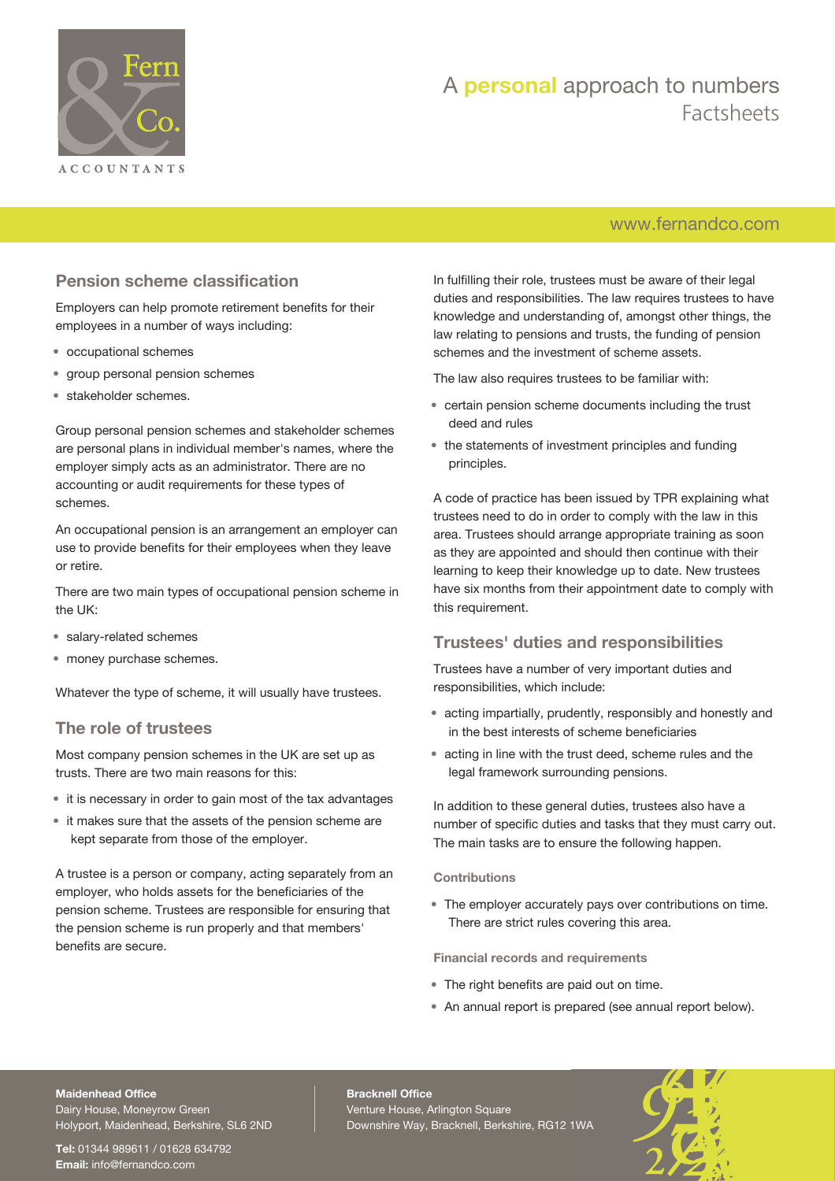## Pension scheme classification

Employers can help promote retirement benefits for their employees in a number of ways including:

- occupational schemes
- group personal pension schemes
- stakeholder schemes.

Group personal pension schemes and stakeholder schemes are personal plans in individual member's names, where the employer simply acts as an administrator. There are no accounting or audit requirements for these types of schemes.

An occupational pension is an arrangement an employer can use to provide benefits for their employees when they leave or retire.

There are two main types of occupational pension scheme in the UK:

- salary-related schemes
- money purchase schemes.

Whatever the type of scheme, it will usually have trustees.

## The role of trustees

Most company pension schemes in the UK are set up as trusts. There are two main reasons for this:

- it is necessary in order to gain most of the tax advantages
- it makes sure that the assets of the pension scheme are kept separate from those of the employer.

A trustee is a person or company, acting separately from an employer, who holds assets for the beneficiaries of the pension scheme. Trustees are responsible for ensuring that the pension scheme is run properly and that members' benefits are secure.

In fulfilling their role, trustees must be aware of their legal duties and responsibilities. The law requires trustees to have knowledge and understanding of, amongst other things, the law relating to pensions and trusts, the funding of pension schemes and the investment of scheme assets.

The law also requires trustees to be familiar with:

- certain pension scheme documents including the trust deed and rules
- the statements of investment principles and funding principles.

A code of practice has been issued by TPR explaining what trustees need to do in order to comply with the law in this area. Trustees should arrange appropriate training as soon as they are appointed and should then continue with their learning to keep their knowledge up to date. New trustees have six months from their appointment date to comply with this requirement.

## Trustees' duties and responsibilities

Trustees have a number of very important duties and responsibilities, which include:

- acting impartially, prudently, responsibly and honestly and in the best interests of scheme beneficiaries
- acting in line with the trust deed, scheme rules and the legal framework surrounding pensions.

In addition to these general duties, trustees also have a number of specific duties and tasks that they must carry out. The main tasks are to ensure the following happen.

### Contributions

- The employer accurately pays over contributions on time. There are strict rules covering this area.

### Financial records and requirements

- The right benefits are paid out on time.
- An annual report is prepared (see annual report below).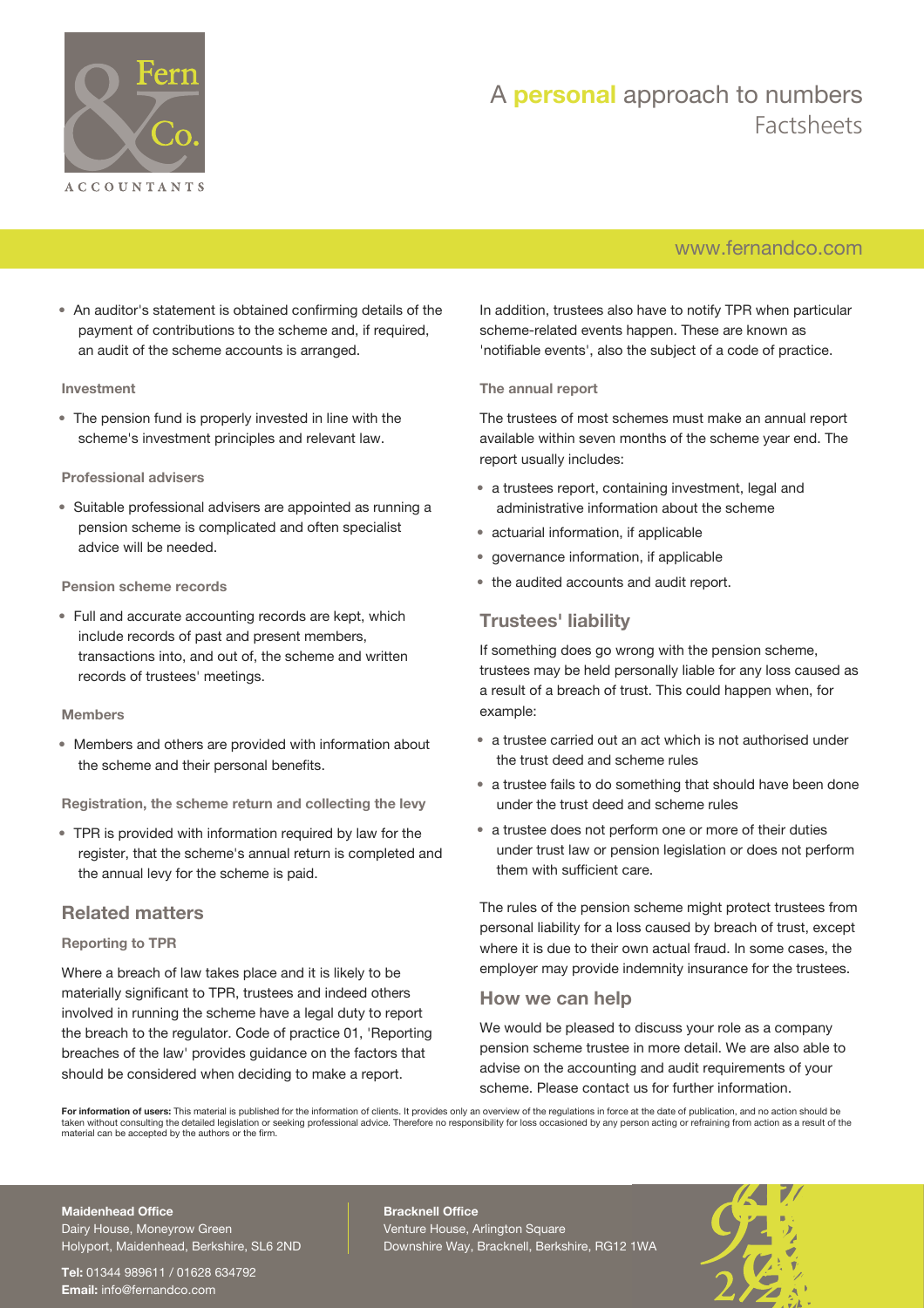- An auditor's statement is obtained confirming details of the payment of contributions to the scheme and, if required, an audit of the scheme accounts is arranged.

#### Investment

- The pension fund is properly invested in line with the scheme's investment principles and relevant law.

#### Professional advisers

- Suitable professional advisers are appointed as running a pension scheme is complicated and often specialist advice will be needed.

#### Pension scheme records

- Full and accurate accounting records are kept, which include records of past and present members, transactions into, and out of, the scheme and written records of trustees' meetings.

#### Members

- Members and others are provided with information about the scheme and their personal benefits.

#### Registration, the scheme return and collecting the levy

- TPR is provided with information required by law for the register, that the scheme's annual return is completed and the annual levy for the scheme is paid.

## Related matters

#### Reporting to TPR

Where a breach of law takes place and it is likely to be materially significant to TPR, trustees and indeed others involved in running the scheme have a legal duty to report the breach to the regulator. Code of practice 01, 'Reporting breaches of the law' provides guidance on the factors that should be considered when deciding to make a report.

In addition, trustees also have to notify TPR when particular scheme-related events happen. These are known as 'notifiable events', also the subject of a code of practice.

#### The annual report

The trustees of most schemes must make an annual report available within seven months of the scheme year end. The report usually includes:

- a trustees report, containing investment, legal and administrative information about the scheme
- actuarial information, if applicable
- governance information, if applicable
- the audited accounts and audit report.

## Trustees' liability

If something does go wrong with the pension scheme, trustees may be held personally liable for any loss caused as a result of a breach of trust. This could happen when, for example:

- a trustee carried out an act which is not authorised under the trust deed and scheme rules
- a trustee fails to do something that should have been done under the trust deed and scheme rules
- a trustee does not perform one or more of their duties under trust law or pension legislation or does not perform them with sufficient care.

The rules of the pension scheme might protect trustees from personal liability for a loss caused by breach of trust, except where it is due to their own actual fraud. In some cases, the employer may provide indemnity insurance for the trustees.

## How we can help

We would be pleased to discuss your role as a company pension scheme trustee in more detail. We are also able to advise on the accounting and audit requirements of your scheme. Please contact us for further information.

**For information of users:** This material is published for the information of clients. It provides only an overview of the regulations in force at the date of publication, and no action should be taken without consulting the detailed legislation or seeking professional advice. Therefore no responsibility for loss occasioned by any person acting or refraining from action as a result of the material can be accepted by the authors or the firm.